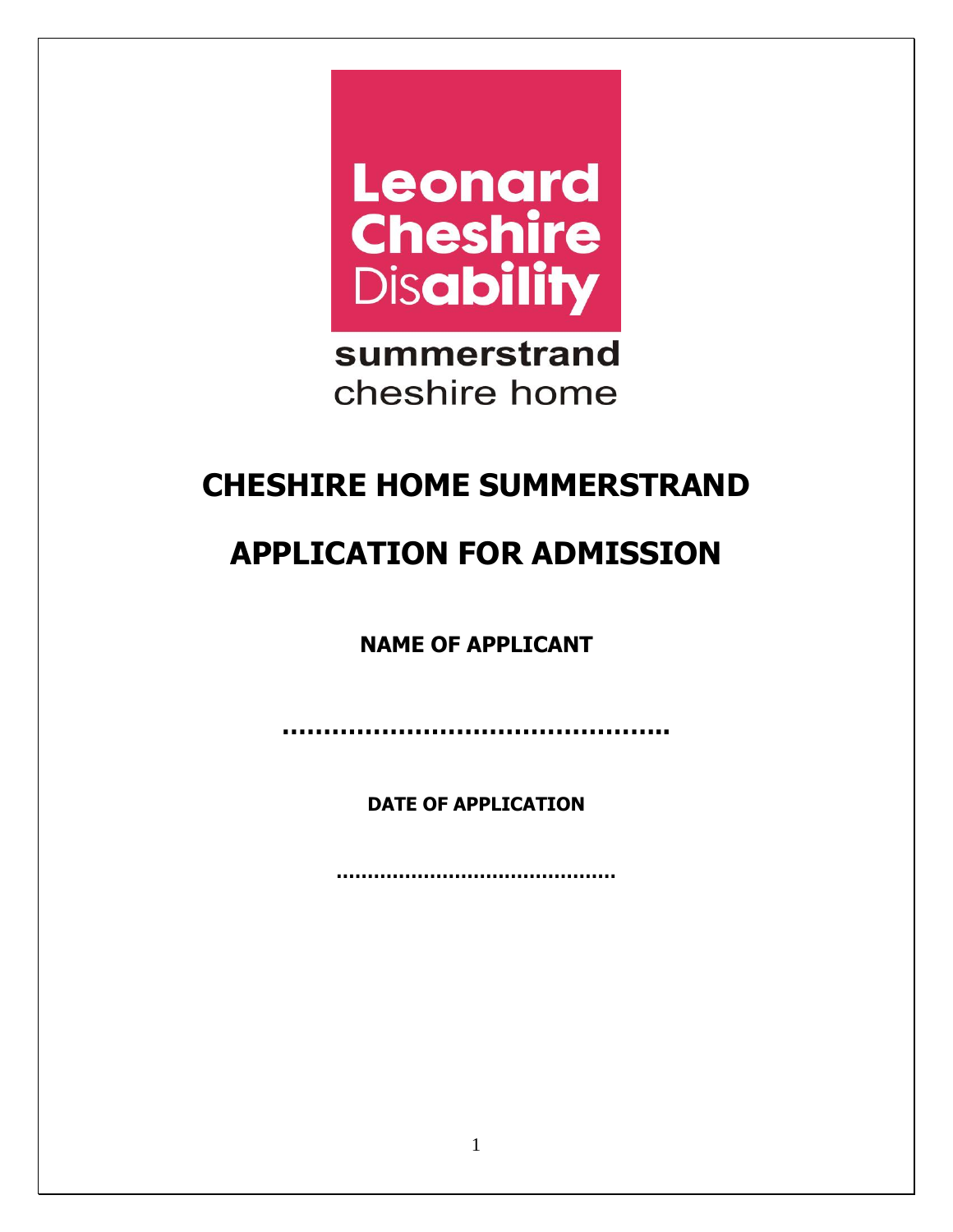Leonard Cheshire Disability

summerstrand cheshire home

# CHESHIRE HOME SUMMERSTRAND

# APPLICATION FOR ADMISSION

**NAME OF APPLICANT**

**……………………………………….**

**DATE OF APPLICATION**

**………………………………………**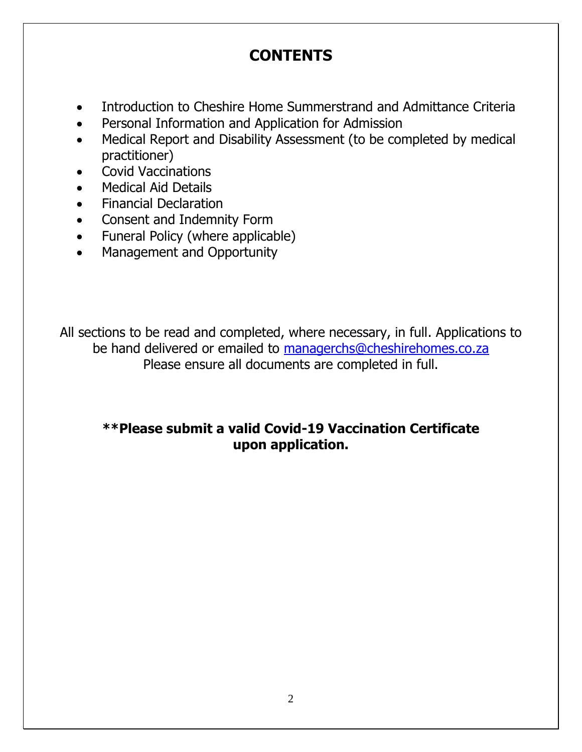# CONTENTS

- Introduction to Cheshire Home Summerstrand and Admittance Criteria
- Personal Information and Application for Admission
- Medical Report and Disability Assessment (to be completed by medical practitioner)
- Covid Vaccinations
- Medical Aid Details
- Financial Declaration
- Consent and Indemnity Form
- Funeral Policy (where applicable)
- Management and Opportunity

All sections to be read and completed, where necessary, in full. Applications to be hand delivered or emailed to managerchs@cheshirehomes.co.za
Please ensure all documents are completed in full.

**\*\*Please submit a valid Covid-19 Vaccination Certificate upon application.**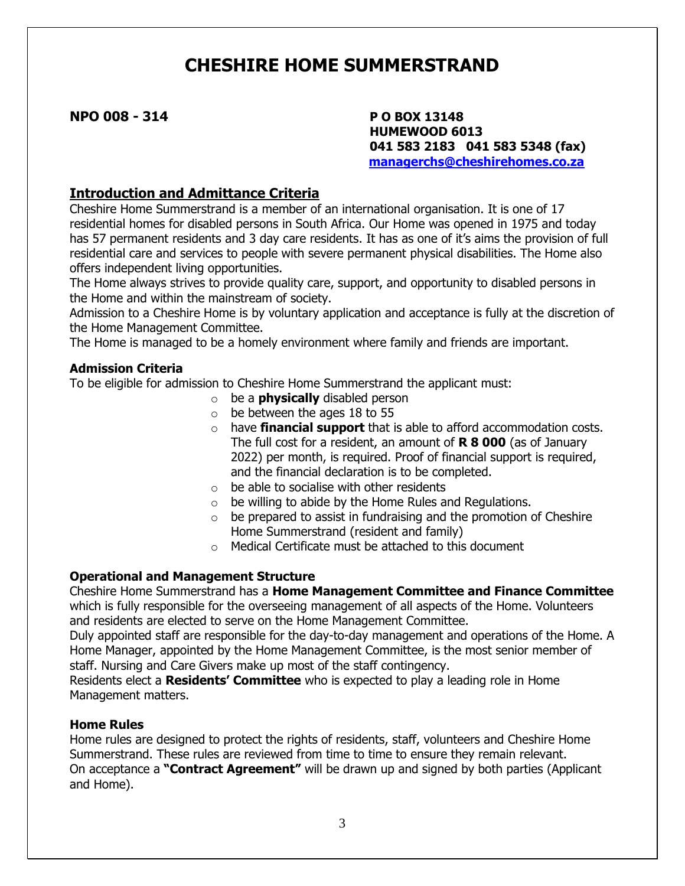# CHESHIRE HOME SUMMERSTRAND

**NPO 008 - 314**

**P O BOX 13148**
**HUMEWOOD 6013**
**041 583 2183   041 583 5348 (fax)**
**managerchs@cheshirehomes.co.za**

## Introduction and Admittance Criteria

Cheshire Home Summerstrand is a member of an international organisation. It is one of 17 residential homes for disabled persons in South Africa. Our Home was opened in 1975 and today has 57 permanent residents and 3 day care residents. It has as one of it's aims the provision of full residential care and services to people with severe permanent physical disabilities. The Home also offers independent living opportunities.

The Home always strives to provide quality care, support, and opportunity to disabled persons in the Home and within the mainstream of society.

Admission to a Cheshire Home is by voluntary application and acceptance is fully at the discretion of the Home Management Committee.

The Home is managed to be a homely environment where family and friends are important.

### Admission Criteria

To be eligible for admission to Cheshire Home Summerstrand the applicant must:

- be a **physically** disabled person
- be between the ages 18 to 55
- have **financial support** that is able to afford accommodation costs. The full cost for a resident, an amount of **R 8 000** (as of January 2022) per month, is required. Proof of financial support is required, and the financial declaration is to be completed.
- be able to socialise with other residents
- be willing to abide by the Home Rules and Regulations.
- be prepared to assist in fundraising and the promotion of Cheshire Home Summerstrand (resident and family)
- Medical Certificate must be attached to this document

### Operational and Management Structure

Cheshire Home Summerstrand has a **Home Management Committee and Finance Committee** which is fully responsible for the overseeing management of all aspects of the Home. Volunteers and residents are elected to serve on the Home Management Committee.

Duly appointed staff are responsible for the day-to-day management and operations of the Home. A Home Manager, appointed by the Home Management Committee, is the most senior member of staff. Nursing and Care Givers make up most of the staff contingency.

Residents elect a **Residents' Committee** who is expected to play a leading role in Home Management matters.

### Home Rules

Home rules are designed to protect the rights of residents, staff, volunteers and Cheshire Home Summerstrand. These rules are reviewed from time to time to ensure they remain relevant.

On acceptance a **"Contract Agreement"** will be drawn up and signed by both parties (Applicant and Home).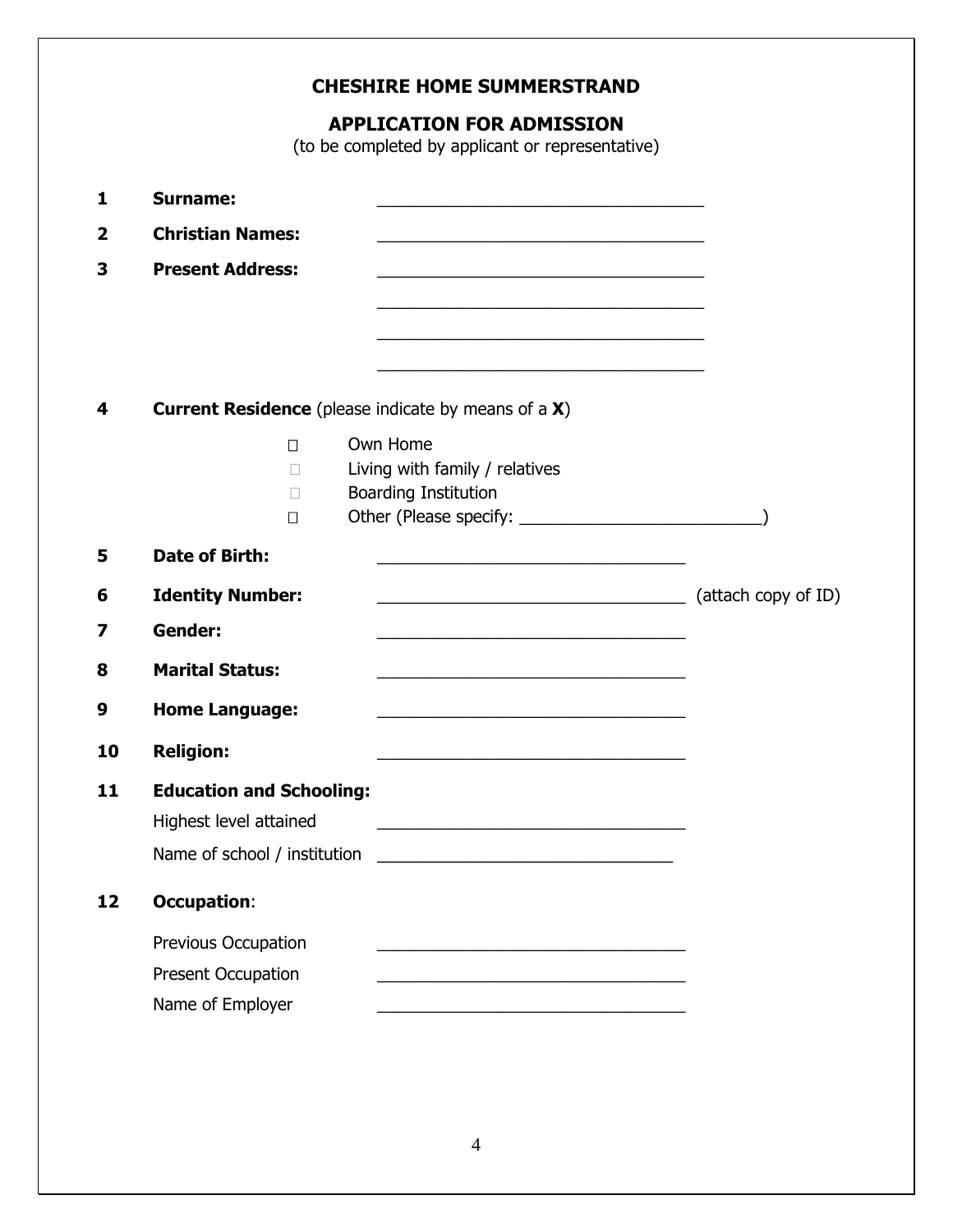# CHESHIRE HOME SUMMERSTRAND

## APPLICATION FOR ADMISSION

(to be completed by applicant or representative)

1 **Surname:** ___________________________________

2 **Christian Names:** ___________________________________

3 **Present Address:** ___________________________________

___________________________________

___________________________________

___________________________________

4 **Current Residence** (please indicate by means of a **X**)

- ☐ Own Home
- ☐ Living with family / relatives
- ☐ Boarding Institution
- ☐ Other (Please specify: __________________________)

5 **Date of Birth:** _________________________________

6 **Identity Number:** _________________________________ (attach copy of ID)

7 **Gender:** _________________________________

8 **Marital Status:** _________________________________

9 **Home Language:** _________________________________

10 **Religion:** _________________________________

11 **Education and Schooling:**

Highest level attained _________________________________

Name of school / institution _______________________________

12 **Occupation**:

Previous Occupation _________________________________

Present Occupation _________________________________

Name of Employer _________________________________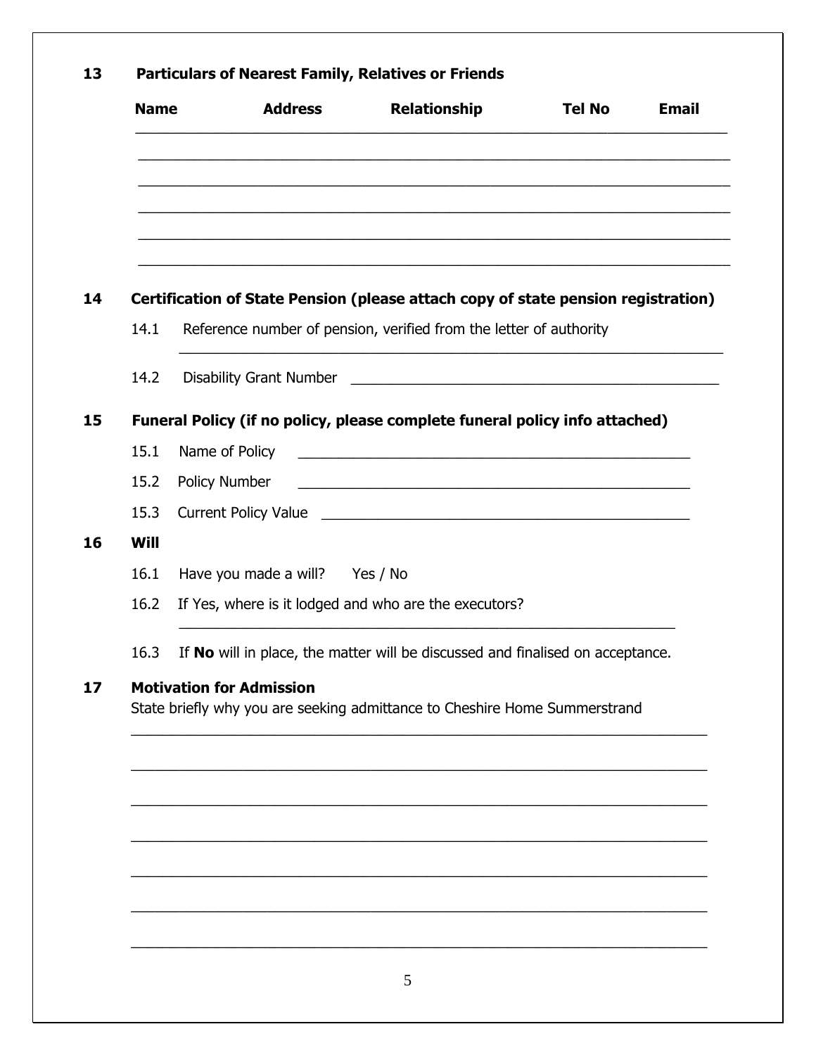## 13 Particulars of Nearest Family, Relatives or Friends

| Name | Address | Relationship | Tel No | Email |
|---|---|---|---|---|
| | | | | |
| | | | | |
| | | | | |
| | | | | |
| | | | | |
| | | | | |

## 14 Certification of State Pension (please attach copy of state pension registration)

14.1 Reference number of pension, verified from the letter of authority

_______________________________________________

14.2 Disability Grant Number _______________________________________________

## 15 Funeral Policy (if no policy, please complete funeral policy info attached)

15.1 Name of Policy _______________________________________________

15.2 Policy Number _______________________________________________

15.3 Current Policy Value _______________________________________________

## 16 Will

16.1 Have you made a will? Yes / No

16.2 If Yes, where is it lodged and who are the executors?

_______________________________________________

16.3 If **No** will in place, the matter will be discussed and finalised on acceptance.

## 17 Motivation for Admission

State briefly why you are seeking admittance to Cheshire Home Summerstrand

_______________________________________________

_______________________________________________

_______________________________________________

_______________________________________________

_______________________________________________

_______________________________________________

_______________________________________________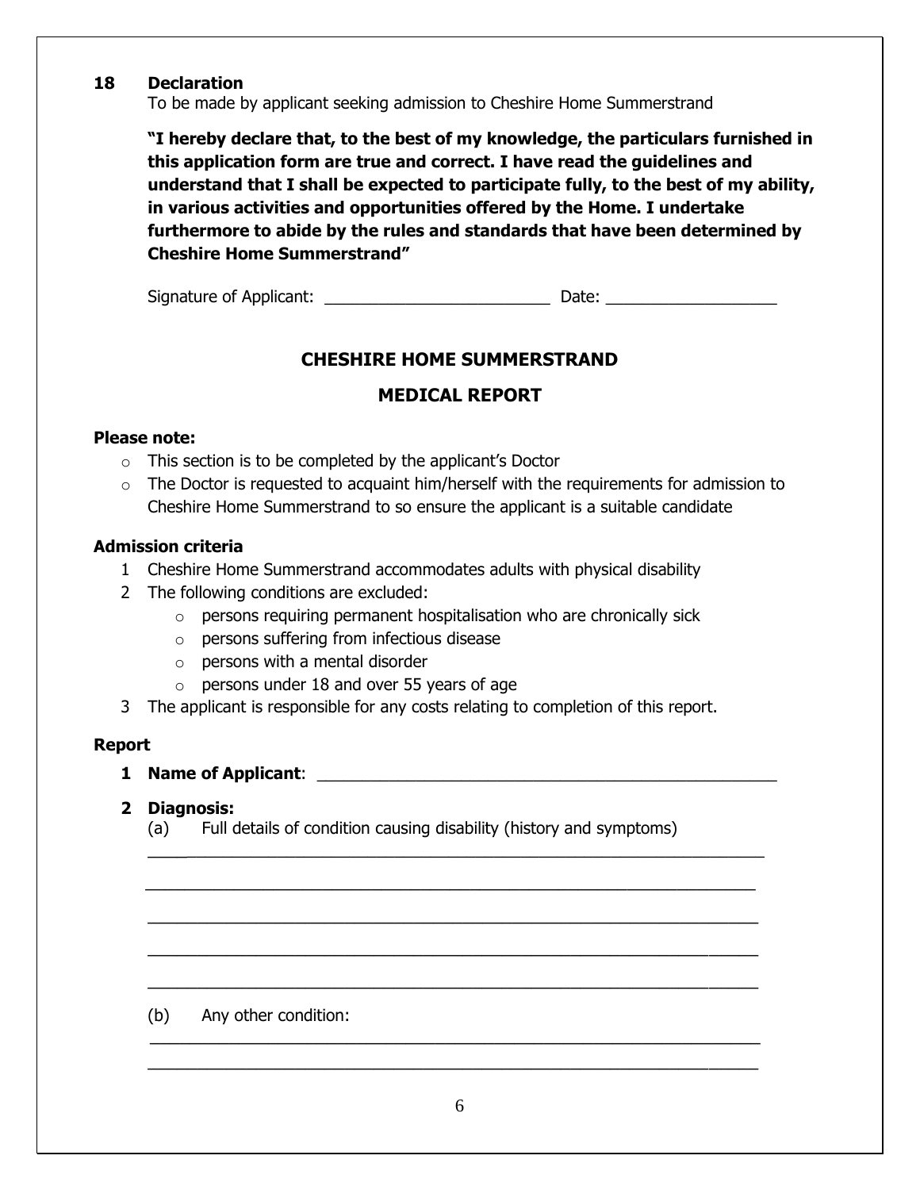## 18 Declaration

To be made by applicant seeking admission to Cheshire Home Summerstrand

**"I hereby declare that, to the best of my knowledge, the particulars furnished in this application form are true and correct. I have read the guidelines and understand that I shall be expected to participate fully, to the best of my ability, in various activities and opportunities offered by the Home. I undertake furthermore to abide by the rules and standards that have been determined by Cheshire Home Summerstrand"**

Signature of Applicant: \_\_\_\_\_\_\_\_\_\_\_\_\_\_\_\_\_\_\_\_\_\_\_\_\_\_\_\_ Date: \_\_\_\_\_\_\_\_\_\_\_\_\_\_\_\_\_\_\_\_

# CHESHIRE HOME SUMMERSTRAND

## MEDICAL REPORT

**Please note:**

- This section is to be completed by the applicant's Doctor
- The Doctor is requested to acquaint him/herself with the requirements for admission to Cheshire Home Summerstrand to so ensure the applicant is a suitable candidate

**Admission criteria**

1. Cheshire Home Summerstrand accommodates adults with physical disability
2. The following conditions are excluded:
   - persons requiring permanent hospitalisation who are chronically sick
   - persons suffering from infectious disease
   - persons with a mental disorder
   - persons under 18 and over 55 years of age
3. The applicant is responsible for any costs relating to completion of this report.

**Report**

1. **Name of Applicant**: \_\_\_\_\_\_\_\_\_\_\_\_\_\_\_\_\_\_\_\_\_\_\_\_\_\_\_\_\_\_\_\_\_\_\_\_\_\_\_\_\_\_\_\_\_\_\_\_\_\_\_\_
2. **Diagnosis:**

   (a) Full details of condition causing disability (history and symptoms)

   \_\_\_\_\_\_\_\_\_\_\_\_\_\_\_\_\_\_\_\_\_\_\_\_\_\_\_\_\_\_\_\_\_\_\_\_\_\_\_\_\_\_\_\_\_\_\_\_\_\_\_\_\_\_\_\_\_\_\_\_\_\_\_\_

   \_\_\_\_\_\_\_\_\_\_\_\_\_\_\_\_\_\_\_\_\_\_\_\_\_\_\_\_\_\_\_\_\_\_\_\_\_\_\_\_\_\_\_\_\_\_\_\_\_\_\_\_\_\_\_\_\_\_\_\_\_\_\_\_

   \_\_\_\_\_\_\_\_\_\_\_\_\_\_\_\_\_\_\_\_\_\_\_\_\_\_\_\_\_\_\_\_\_\_\_\_\_\_\_\_\_\_\_\_\_\_\_\_\_\_\_\_\_\_\_\_\_\_\_\_\_\_\_\_

   \_\_\_\_\_\_\_\_\_\_\_\_\_\_\_\_\_\_\_\_\_\_\_\_\_\_\_\_\_\_\_\_\_\_\_\_\_\_\_\_\_\_\_\_\_\_\_\_\_\_\_\_\_\_\_\_\_\_\_\_\_\_\_\_

   \_\_\_\_\_\_\_\_\_\_\_\_\_\_\_\_\_\_\_\_\_\_\_\_\_\_\_\_\_\_\_\_\_\_\_\_\_\_\_\_\_\_\_\_\_\_\_\_\_\_\_\_\_\_\_\_\_\_\_\_\_\_\_\_

   (b) Any other condition:

   \_\_\_\_\_\_\_\_\_\_\_\_\_\_\_\_\_\_\_\_\_\_\_\_\_\_\_\_\_\_\_\_\_\_\_\_\_\_\_\_\_\_\_\_\_\_\_\_\_\_\_\_\_\_\_\_\_\_\_\_\_\_\_\_

   \_\_\_\_\_\_\_\_\_\_\_\_\_\_\_\_\_\_\_\_\_\_\_\_\_\_\_\_\_\_\_\_\_\_\_\_\_\_\_\_\_\_\_\_\_\_\_\_\_\_\_\_\_\_\_\_\_\_\_\_\_\_\_\_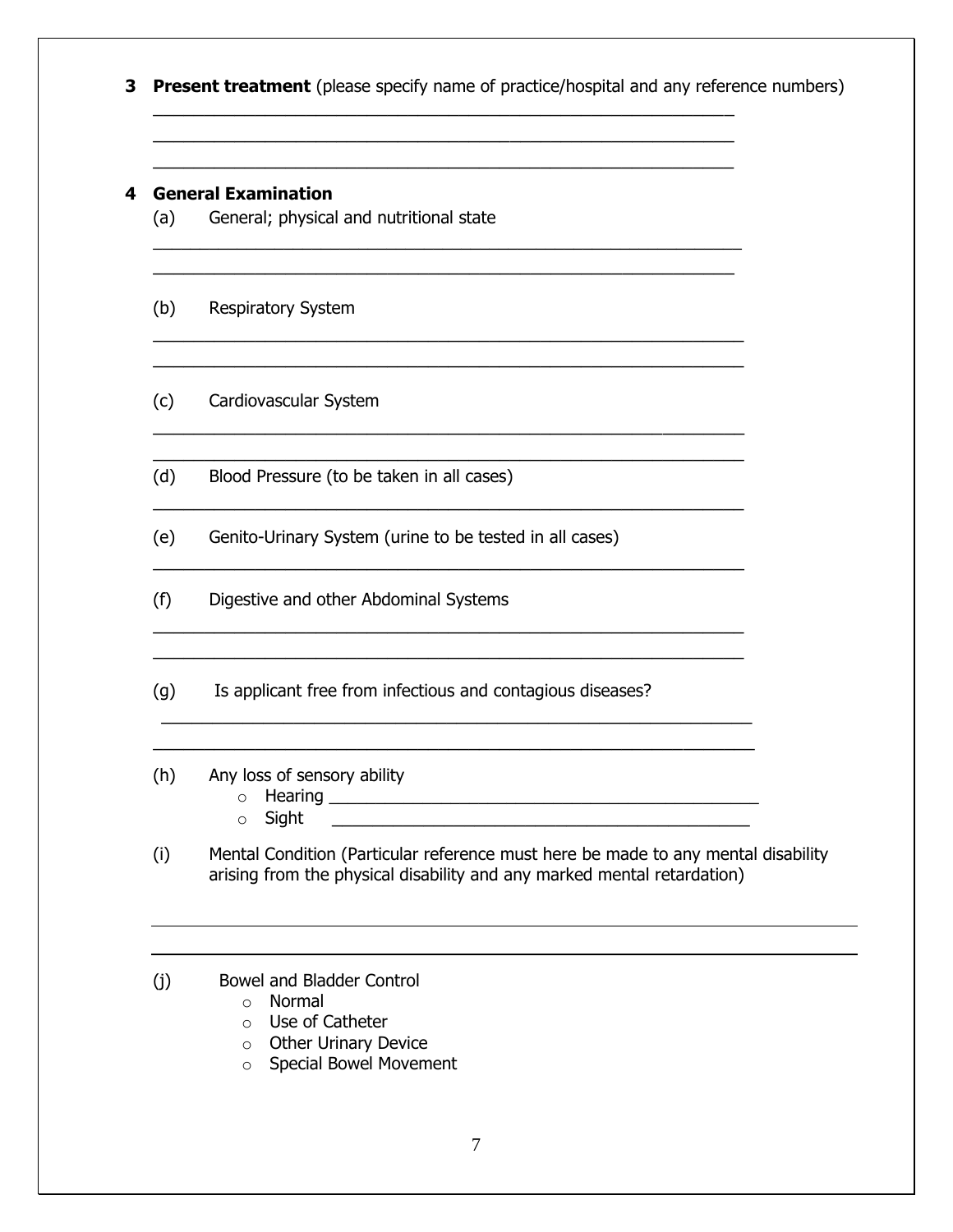**3 Present treatment** (please specify name of practice/hospital and any reference numbers)

_______________________________________________________________

_______________________________________________________________

_______________________________________________________________

**4 General Examination**

(a) General; physical and nutritional state

_______________________________________________________________

_______________________________________________________________

(b) Respiratory System

_______________________________________________________________

_______________________________________________________________

(c) Cardiovascular System

_______________________________________________________________

_______________________________________________________________

(d) Blood Pressure (to be taken in all cases)

_______________________________________________________________

(e) Genito-Urinary System (urine to be tested in all cases)

_______________________________________________________________

(f) Digestive and other Abdominal Systems

_______________________________________________________________

_______________________________________________________________

(g) Is applicant free from infectious and contagious diseases?

_______________________________________________________________

_______________________________________________________________

(h) Any loss of sensory ability

- Hearing _____________________________________________
- Sight _____________________________________________

(i) Mental Condition (Particular reference must here be made to any mental disability arising from the physical disability and any marked mental retardation)

_______________________________________________________________

_______________________________________________________________

(j) Bowel and Bladder Control

- Normal
- Use of Catheter
- Other Urinary Device
- Special Bowel Movement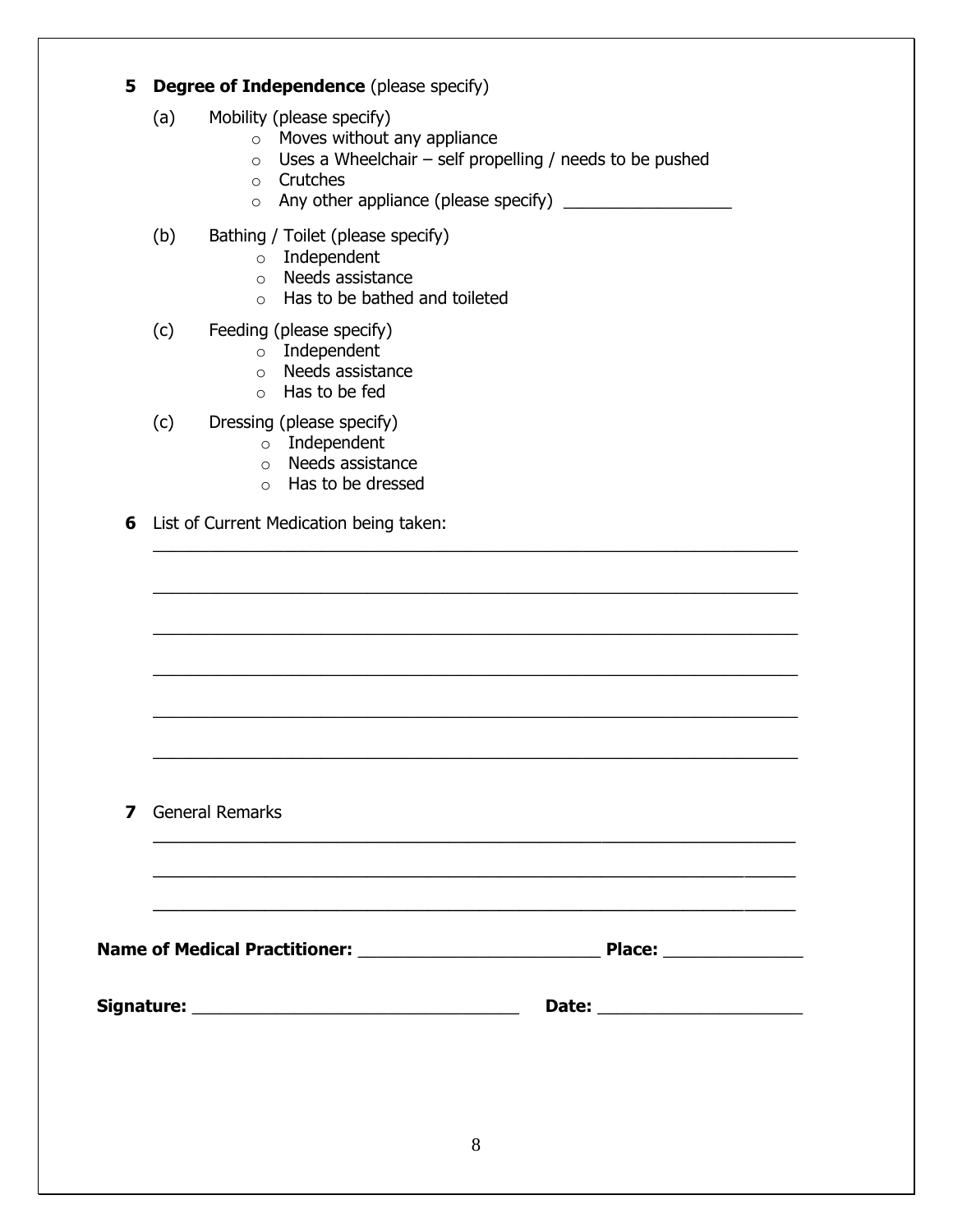**5 Degree of Independence** (please specify)

(a) Mobility (please specify)

- Moves without any appliance
- Uses a Wheelchair – self propelling / needs to be pushed
- Crutches
- Any other appliance (please specify) __________________

(b) Bathing / Toilet (please specify)

- Independent
- Needs assistance
- Has to be bathed and toileted

(c) Feeding (please specify)

- Independent
- Needs assistance
- Has to be fed

(c) Dressing (please specify)

- Independent
- Needs assistance
- Has to be dressed

**6** List of Current Medication being taken:

_____________________________________________________________________

_____________________________________________________________________

_____________________________________________________________________

_____________________________________________________________________

_____________________________________________________________________

_____________________________________________________________________

**7** General Remarks

_____________________________________________________________________

_____________________________________________________________________

_____________________________________________________________________

**Name of Medical Practitioner:** _________________________ **Place:** _______________

**Signature:** __________________________________ **Date:** _____________________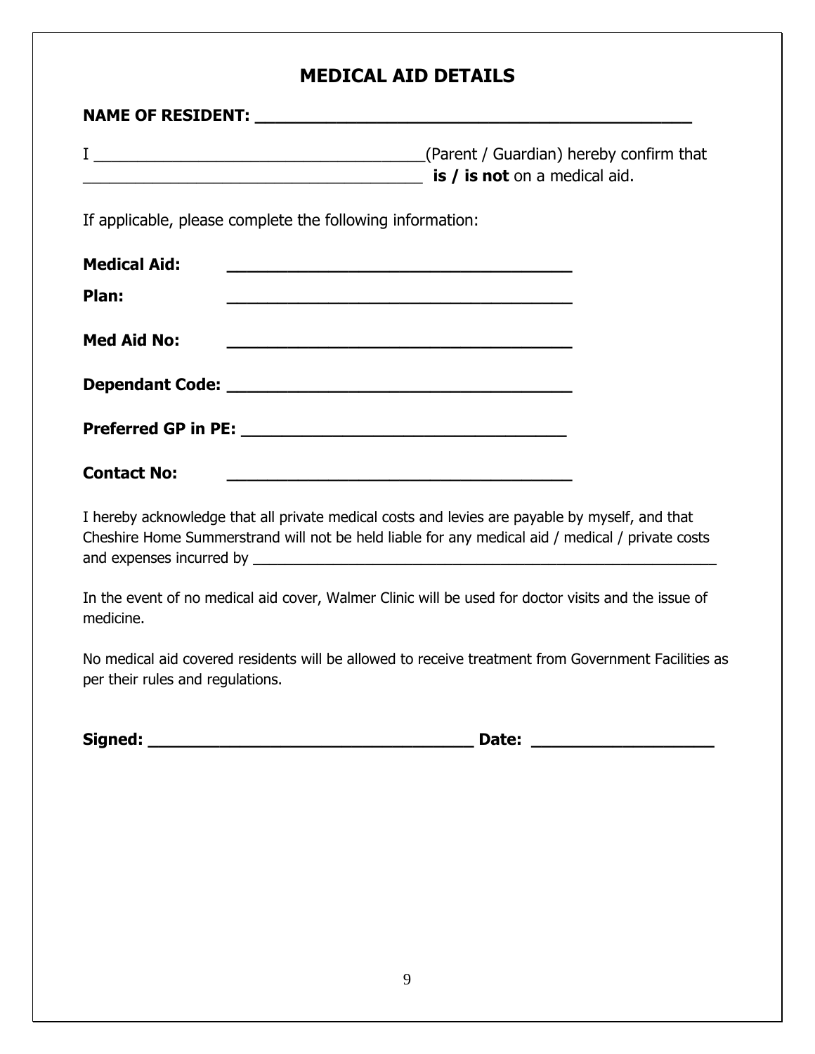# MEDICAL AID DETAILS

**NAME OF RESIDENT: \_\_\_\_\_\_\_\_\_\_\_\_\_\_\_\_\_\_\_\_\_\_\_\_\_\_\_\_\_\_\_\_\_\_\_\_\_\_\_\_\_\_\_\_**

I \_\_\_\_\_\_\_\_\_\_\_\_\_\_\_\_\_\_\_\_\_\_\_\_\_\_\_\_\_\_\_\_\_\_\_\_\_\_(Parent / Guardian) hereby confirm that \_\_\_\_\_\_\_\_\_\_\_\_\_\_\_\_\_\_\_\_\_\_\_\_\_\_\_\_\_\_\_\_\_\_\_\_\_\_\_ **is / is not** on a medical aid.

If applicable, please complete the following information:

**Medical Aid:** \_\_\_\_\_\_\_\_\_\_\_\_\_\_\_\_\_\_\_\_\_\_\_\_\_\_\_\_\_\_\_\_\_\_\_\_

**Plan:** \_\_\_\_\_\_\_\_\_\_\_\_\_\_\_\_\_\_\_\_\_\_\_\_\_\_\_\_\_\_\_\_\_\_\_\_

**Med Aid No:** \_\_\_\_\_\_\_\_\_\_\_\_\_\_\_\_\_\_\_\_\_\_\_\_\_\_\_\_\_\_\_\_\_\_\_\_

**Dependant Code:** \_\_\_\_\_\_\_\_\_\_\_\_\_\_\_\_\_\_\_\_\_\_\_\_\_\_\_\_\_\_\_\_\_\_\_\_

**Preferred GP in PE:** \_\_\_\_\_\_\_\_\_\_\_\_\_\_\_\_\_\_\_\_\_\_\_\_\_\_\_\_\_\_\_\_\_\_

**Contact No:** \_\_\_\_\_\_\_\_\_\_\_\_\_\_\_\_\_\_\_\_\_\_\_\_\_\_\_\_\_\_\_\_\_\_\_\_

I hereby acknowledge that all private medical costs and levies are payable by myself, and that Cheshire Home Summerstrand will not be held liable for any medical aid / medical / private costs and expenses incurred by \_\_\_\_\_\_\_\_\_\_\_\_\_\_\_\_\_\_\_\_\_\_\_\_\_\_\_\_\_\_\_\_\_\_\_\_\_\_\_\_\_\_\_\_\_\_\_\_\_\_\_\_\_\_

In the event of no medical aid cover, Walmer Clinic will be used for doctor visits and the issue of medicine.

No medical aid covered residents will be allowed to receive treatment from Government Facilities as per their rules and regulations.

**Signed: \_\_\_\_\_\_\_\_\_\_\_\_\_\_\_\_\_\_\_\_\_\_\_\_\_\_\_\_\_\_\_\_\_\_ Date: \_\_\_\_\_\_\_\_\_\_\_\_\_\_\_\_\_\_\_**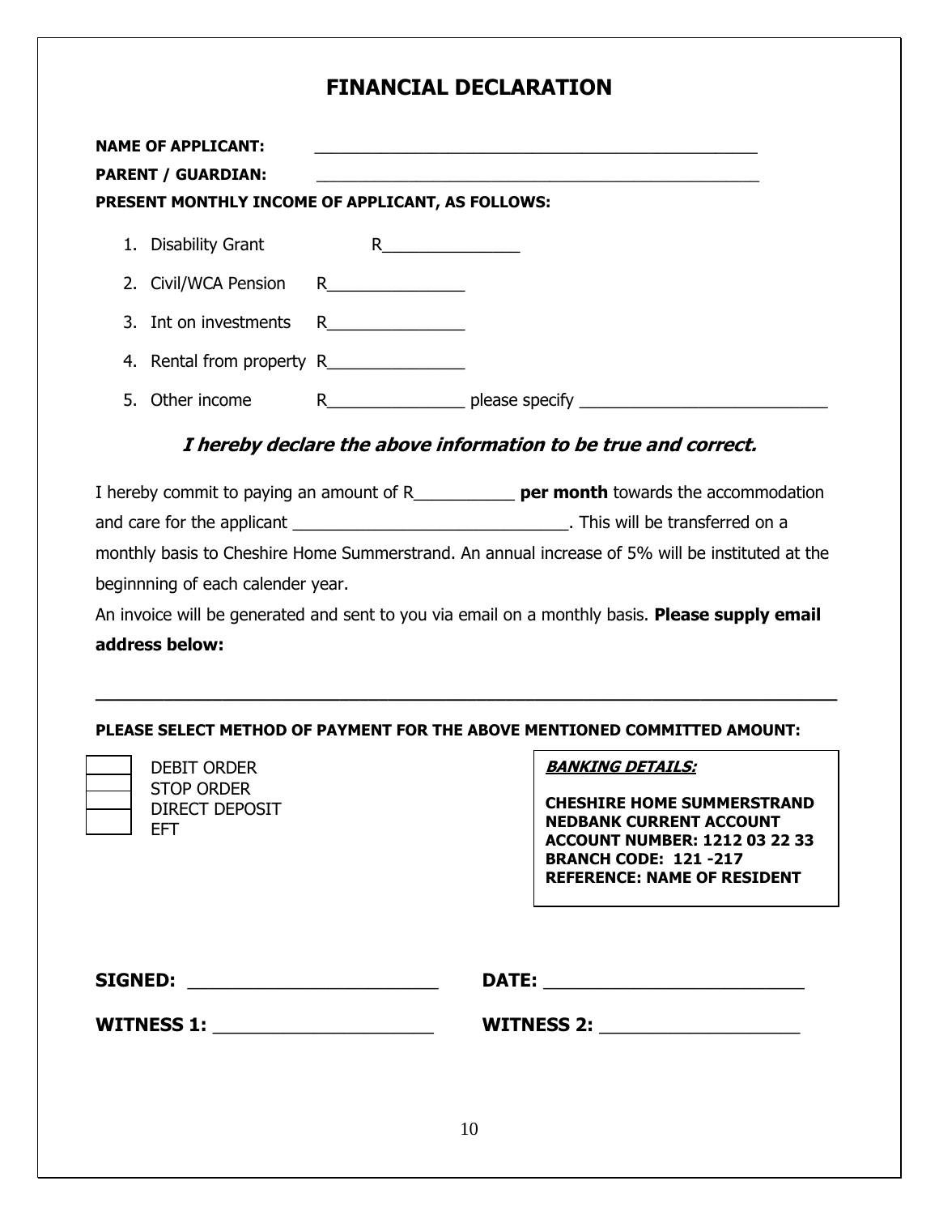# FINANCIAL DECLARATION

**NAME OF APPLICANT:** ________________________________________________

**PARENT / GUARDIAN:** ________________________________________________

**PRESENT MONTHLY INCOME OF APPLICANT, AS FOLLOWS:**

1. Disability Grant R_______________
2. Civil/WCA Pension R_______________
3. Int on investments R_______________
4. Rental from property R_______________
5. Other income R_______________ please specify ___________________________

***I hereby declare the above information to be true and correct.***

I hereby commit to paying an amount of R___________ **per month** towards the accommodation and care for the applicant ______________________________. This will be transferred on a monthly basis to Cheshire Home Summerstrand. An annual increase of 5% will be instituted at the beginnning of each calender year.

An invoice will be generated and sent to you via email on a monthly basis. **Please supply email address below:**

___________________________________________________________________________

**PLEASE SELECT METHOD OF PAYMENT FOR THE ABOVE MENTIONED COMMITTED AMOUNT:**

- [ ] DEBIT ORDER
- [ ] STOP ORDER
- [ ] DIRECT DEPOSIT
- [ ] EFT

***BANKING DETAILS:***

**CHESHIRE HOME SUMMERSTRAND**
**NEDBANK CURRENT ACCOUNT**
**ACCOUNT NUMBER: 1212 03 22 33**
**BRANCH CODE: 121 -217**
**REFERENCE: NAME OF RESIDENT**

**SIGNED:** ________________________ **DATE:** ________________________

**WITNESS 1:** _____________________ **WITNESS 2:** ___________________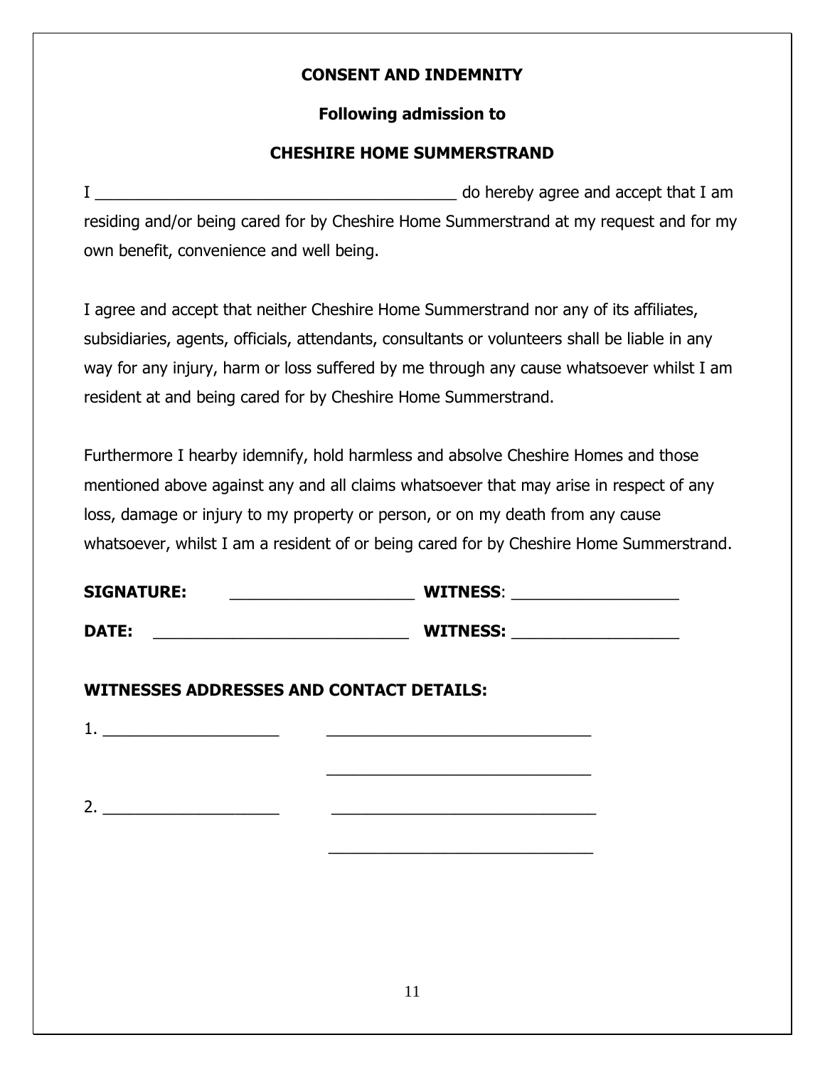**CONSENT AND INDEMNITY**

**Following admission to**

**CHESHIRE HOME SUMMERSTRAND**

I ________________________________________ do hereby agree and accept that I am residing and/or being cared for by Cheshire Home Summerstrand at my request and for my own benefit, convenience and well being.

I agree and accept that neither Cheshire Home Summerstrand nor any of its affiliates, subsidiaries, agents, officials, attendants, consultants or volunteers shall be liable in any way for any injury, harm or loss suffered by me through any cause whatsoever whilst I am resident at and being cared for by Cheshire Home Summerstrand.

Furthermore I hearby idemnify, hold harmless and absolve Cheshire Homes and those mentioned above against any and all claims whatsoever that may arise in respect of any loss, damage or injury to my property or person, or on my death from any cause whatsoever, whilst I am a resident of or being cared for by Cheshire Home Summerstrand.

**SIGNATURE:** ____________________ **WITNESS**: __________________

**DATE:** ____________________________ **WITNESS:** __________________

**WITNESSES ADDRESSES AND CONTACT DETAILS:**

1. ____________________ _____________________________

_____________________________

2. ____________________ _____________________________

_____________________________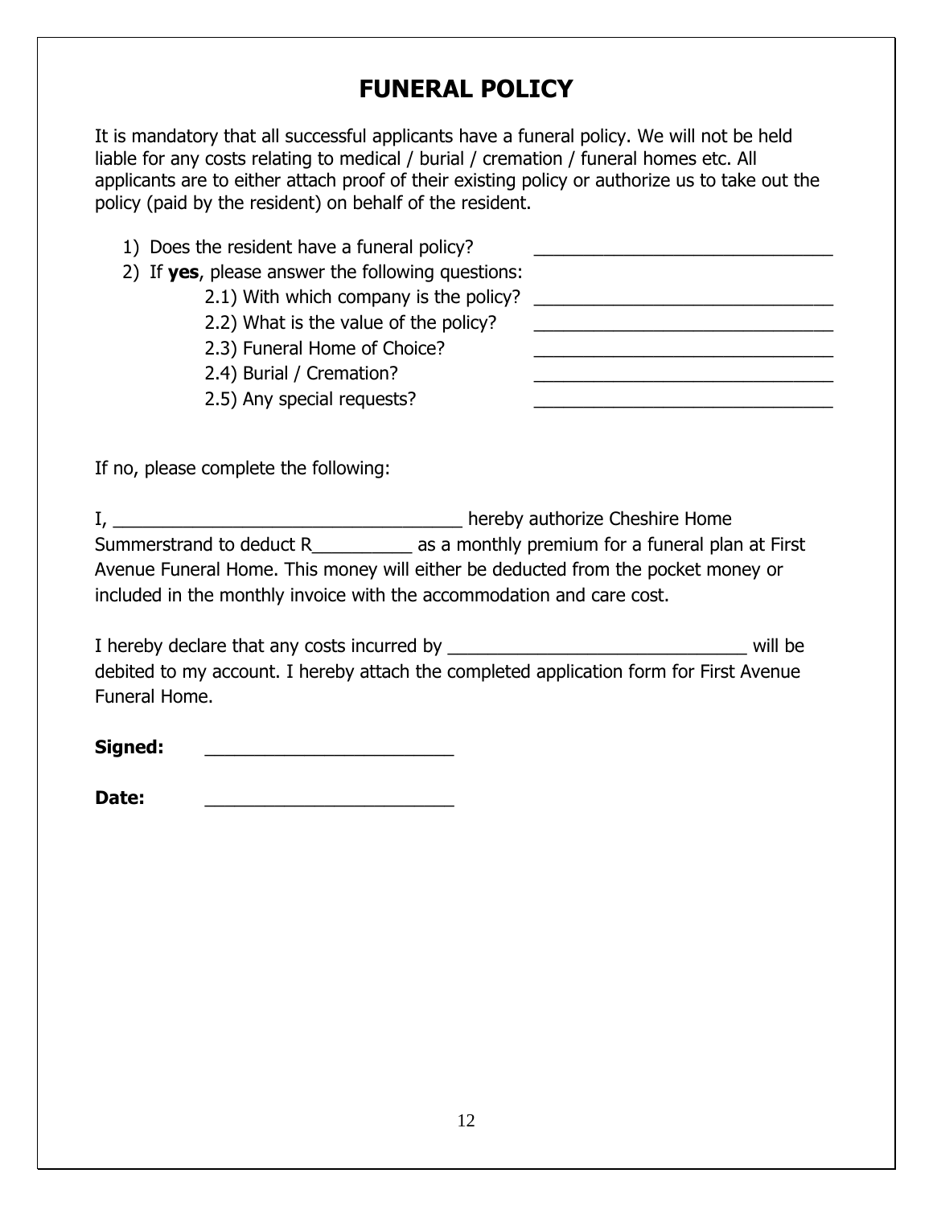# FUNERAL POLICY

It is mandatory that all successful applicants have a funeral policy. We will not be held liable for any costs relating to medical / burial / cremation / funeral homes etc. All applicants are to either attach proof of their existing policy or authorize us to take out the policy (paid by the resident) on behalf of the resident.

1) Does the resident have a funeral policy? ______________________________
2) If **yes**, please answer the following questions:
   - 2.1) With which company is the policy? ______________________________
   - 2.2) What is the value of the policy? ______________________________
   - 2.3) Funeral Home of Choice? ______________________________
   - 2.4) Burial / Cremation? ______________________________
   - 2.5) Any special requests? ______________________________

If no, please complete the following:

I, ___________________________________ hereby authorize Cheshire Home Summerstrand to deduct R__________ as a monthly premium for a funeral plan at First Avenue Funeral Home. This money will either be deducted from the pocket money or included in the monthly invoice with the accommodation and care cost.

I hereby declare that any costs incurred by ______________________________ will be debited to my account. I hereby attach the completed application form for First Avenue Funeral Home.

**Signed:** ________________________

**Date:** ________________________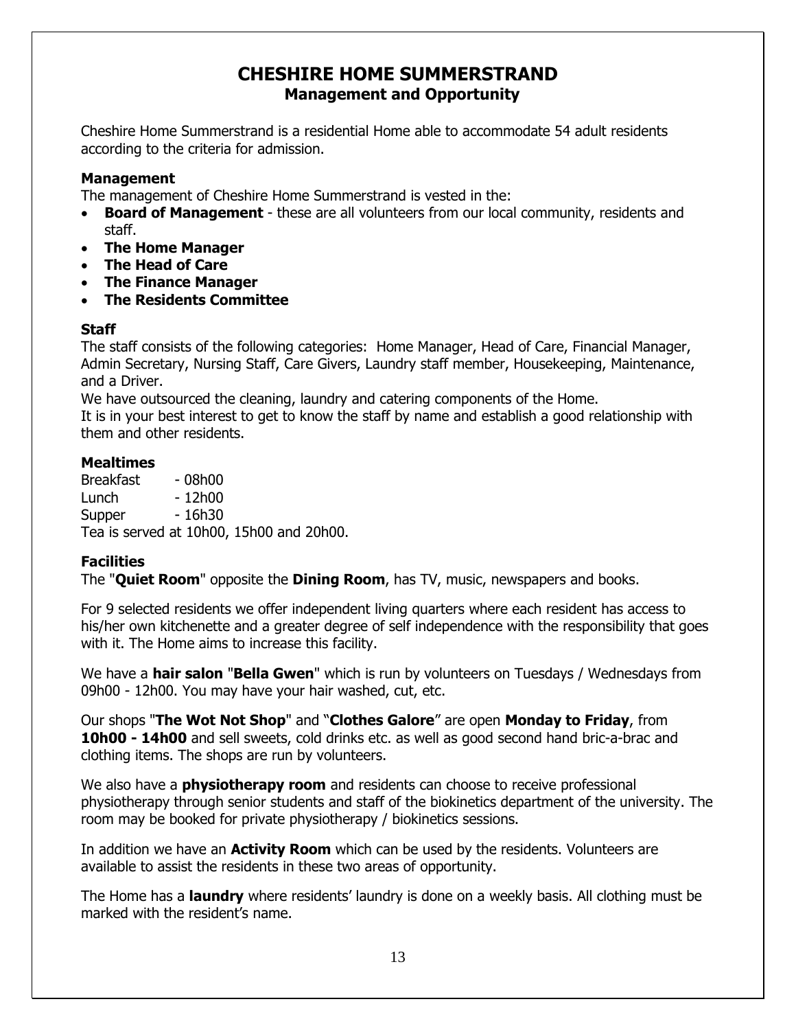# CHESHIRE HOME SUMMERSTRAND

## Management and Opportunity

Cheshire Home Summerstrand is a residential Home able to accommodate 54 adult residents according to the criteria for admission.

### Management

The management of Cheshire Home Summerstrand is vested in the:

- **Board of Management** - these are all volunteers from our local community, residents and staff.
- **The Home Manager**
- **The Head of Care**
- **The Finance Manager**
- **The Residents Committee**

### Staff

The staff consists of the following categories: Home Manager, Head of Care, Financial Manager, Admin Secretary, Nursing Staff, Care Givers, Laundry staff member, Housekeeping, Maintenance, and a Driver.

We have outsourced the cleaning, laundry and catering components of the Home.

It is in your best interest to get to know the staff by name and establish a good relationship with them and other residents.

### Mealtimes

Breakfast - 08h00
Lunch - 12h00
Supper - 16h30
Tea is served at 10h00, 15h00 and 20h00.

### Facilities

The "**Quiet Room**" opposite the **Dining Room**, has TV, music, newspapers and books.

For 9 selected residents we offer independent living quarters where each resident has access to his/her own kitchenette and a greater degree of self independence with the responsibility that goes with it. The Home aims to increase this facility.

We have a **hair salon** "**Bella Gwen**" which is run by volunteers on Tuesdays / Wednesdays from 09h00 - 12h00. You may have your hair washed, cut, etc.

Our shops "**The Wot Not Shop**" and "**Clothes Galore**" are open **Monday to Friday**, from **10h00 - 14h00** and sell sweets, cold drinks etc. as well as good second hand bric-a-brac and clothing items. The shops are run by volunteers.

We also have a **physiotherapy room** and residents can choose to receive professional physiotherapy through senior students and staff of the biokinetics department of the university. The room may be booked for private physiotherapy / biokinetics sessions.

In addition we have an **Activity Room** which can be used by the residents. Volunteers are available to assist the residents in these two areas of opportunity.

The Home has a **laundry** where residents' laundry is done on a weekly basis. All clothing must be marked with the resident's name.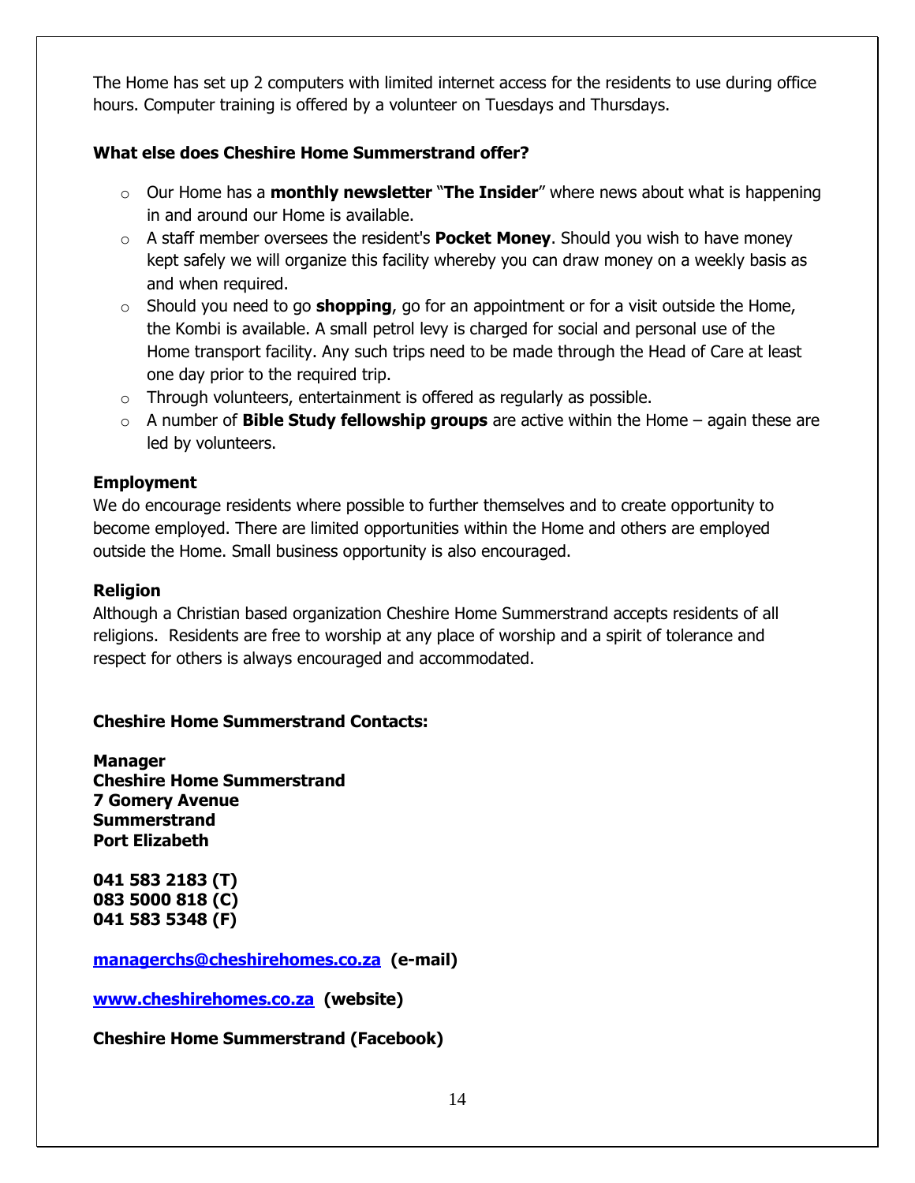The Home has set up 2 computers with limited internet access for the residents to use during office hours. Computer training is offered by a volunteer on Tuesdays and Thursdays.

**What else does Cheshire Home Summerstrand offer?**

- Our Home has a **monthly newsletter** "**The Insider**" where news about what is happening in and around our Home is available.
- A staff member oversees the resident's **Pocket Money**. Should you wish to have money kept safely we will organize this facility whereby you can draw money on a weekly basis as and when required.
- Should you need to go **shopping**, go for an appointment or for a visit outside the Home, the Kombi is available. A small petrol levy is charged for social and personal use of the Home transport facility. Any such trips need to be made through the Head of Care at least one day prior to the required trip.
- Through volunteers, entertainment is offered as regularly as possible.
- A number of **Bible Study fellowship groups** are active within the Home – again these are led by volunteers.

**Employment**

We do encourage residents where possible to further themselves and to create opportunity to become employed. There are limited opportunities within the Home and others are employed outside the Home. Small business opportunity is also encouraged.

**Religion**

Although a Christian based organization Cheshire Home Summerstrand accepts residents of all religions. Residents are free to worship at any place of worship and a spirit of tolerance and respect for others is always encouraged and accommodated.

**Cheshire Home Summerstrand Contacts:**

**Manager**
**Cheshire Home Summerstrand**
**7 Gomery Avenue**
**Summerstrand**
**Port Elizabeth**

**041 583 2183 (T)**
**083 5000 818 (C)**
**041 583 5348 (F)**

[managerchs@cheshirehomes.co.za](mailto:managerchs@cheshirehomes.co.za) **(e-mail)**

[www.cheshirehomes.co.za](http://www.cheshirehomes.co.za) **(website)**

**Cheshire Home Summerstrand (Facebook)**